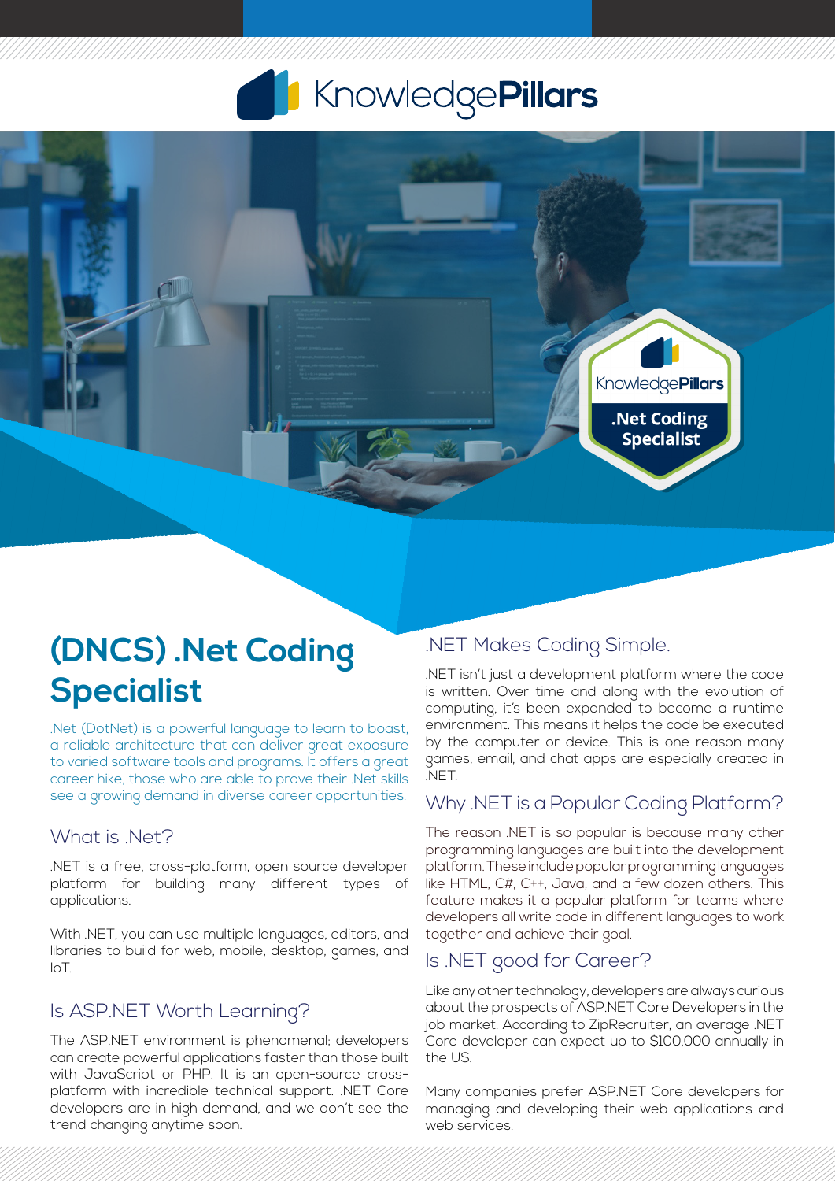# (DNCS) .Net Coding Specialist

.Net (DotNet) is a powerful language to learn to boast, a reliable architecture that can deliver great exposure to varied software tools and programs. It offers a great career hike, those who are able to prove their .Net skills see a growing demand in diverse career opportunities.

## What is .Net?

.NET is a free, cross-platform, open source developer platform for building many different types of applications.

With .NET, you can use multiple languages, editors, and libraries to build for web, mobile, desktop, games, and IoT.

## Is ASP.NET Worth Learning?

The ASP.NET environment is phenomenal; developers can create powerful applications faster than those built with JavaScript or PHP. It is an open-source cross-platform with incredible technical support. .NET Core developers are in high demand, and we don't see the trend changing anytime soon.

## .NET Makes Coding Simple.

.NET isn't just a development platform where the code is written. Over time and along with the evolution of computing, it's been expanded to become a runtime environment. This means it helps the code be executed by the computer or device. This is one reason many games, email, and chat apps are especially created in .NET.

## Why .NET is a Popular Coding Platform?

The reason .NET is so popular is because many other programming languages are built into the development platform. These include popular programming languages like HTML, C#, C++, Java, and a few dozen others. This feature makes it a popular platform for teams where developers all write code in different languages to work together and achieve their goal.

## Is .NET good for Career?

Like any other technology, developers are always curious about the prospects of ASP.NET Core Developers in the job market. According to ZipRecruiter, an average .NET Core developer can expect up to $100,000 annually in the US.

Many companies prefer ASP.NET Core developers for managing and developing their web applications and web services.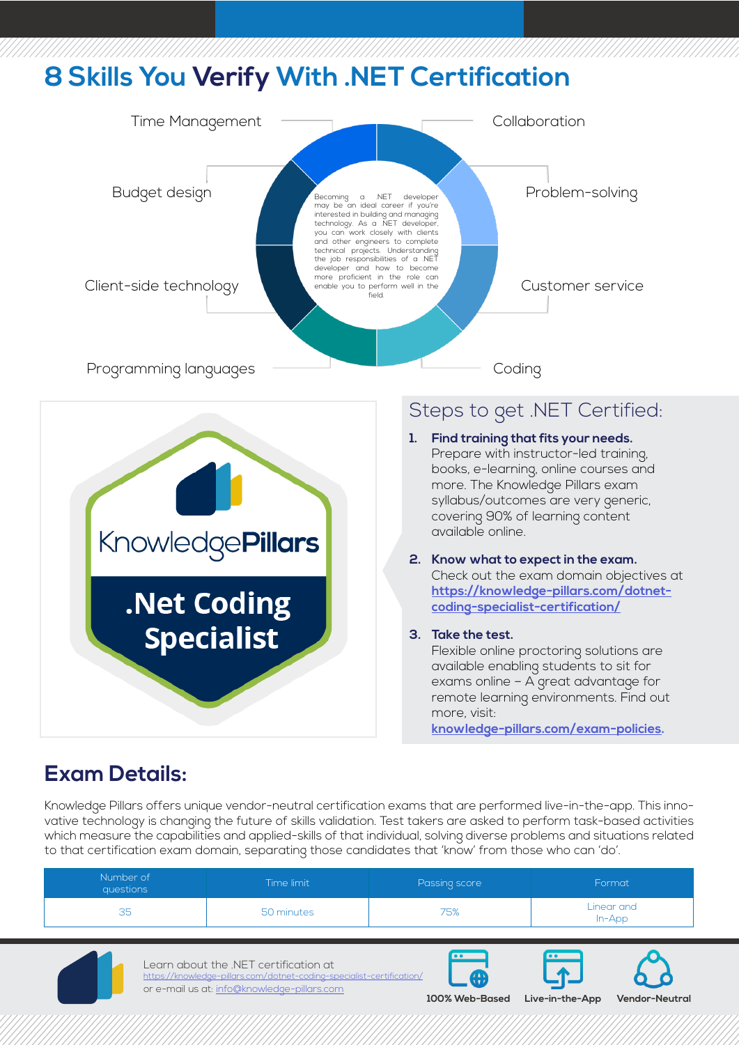# 8 Skills You Verify With .NET Certification

Time Management

Collaboration

Budget design

Problem-solving

Client-side technology

Customer service

Programming languages

Coding

Becoming a .NET developer may be an ideal career if you're interested in building and managing technology. As a .NET developer, you can work closely with clients and other engineers to complete technical projects. Understanding the job responsibilities of a .NET developer and how to become more proficient in the role can enable you to perform well in the field.

KnowledgePillars

.Net Coding Specialist

## Steps to get .NET Certified:

1. **Find training that fits your needs.**
   Prepare with instructor-led training, books, e-learning, online courses and more. The Knowledge Pillars exam syllabus/outcomes are very generic, covering 90% of learning content available online.

2. **Know what to expect in the exam.**
   Check out the exam domain objectives at https://knowledge-pillars.com/dotnet-coding-specialist-certification/

3. **Take the test.**
   Flexible online proctoring solutions are available enabling students to sit for exams online – A great advantage for remote learning environments. Find out more, visit: knowledge-pillars.com/exam-policies.

## Exam Details:

Knowledge Pillars offers unique vendor-neutral certification exams that are performed live-in-the-app. This innovative technology is changing the future of skills validation. Test takers are asked to perform task-based activities which measure the capabilities and applied-skills of that individual, solving diverse problems and situations related to that certification exam domain, separating those candidates that 'know' from those who can 'do'.

| Number of questions | Time limit | Passing score | Format |
|---|---|---|---|
| 35 | 50 minutes | 75% | Linear and In-App |

Learn about the .NET certification at https://knowledge-pillars.com/dotnet-coding-specialist-certification/
or e-mail us at: info@knowledge-pillars.com

100% Web-Based

Live-in-the-App

Vendor-Neutral